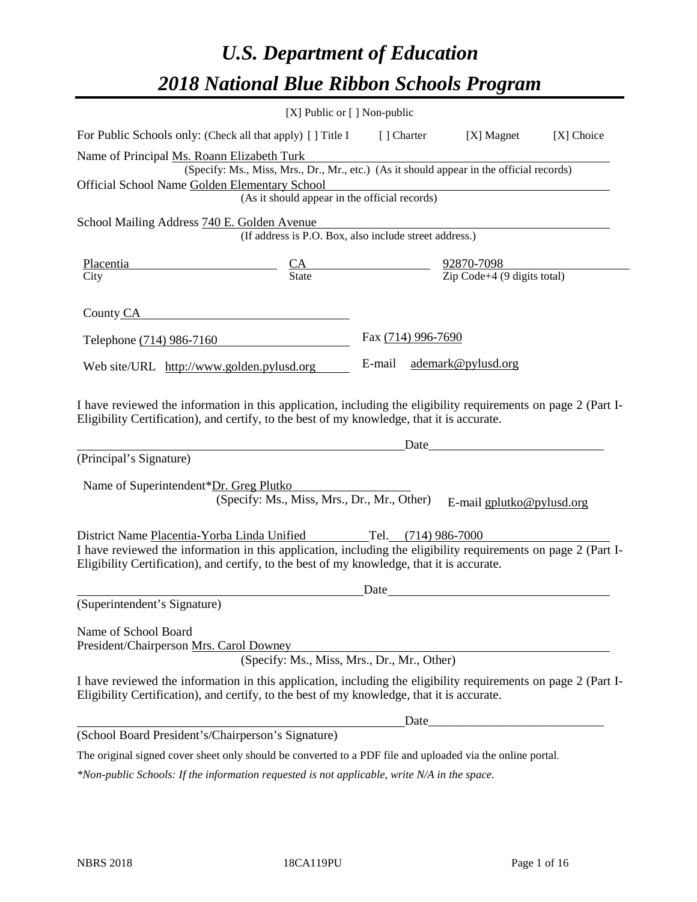# *U.S. Department of Education*

# *2018 National Blue Ribbon Schools Program*

[X] Public or [ ] Non-public

For Public Schools only: (Check all that apply) [ ] Title I [ ] Charter [X] Magnet [X] Choice

Name of Principal Ms. Roann Elizabeth Turk
(Specify: Ms., Miss, Mrs., Dr., Mr., etc.) (As it should appear in the official records)

Official School Name Golden Elementary School
(As it should appear in the official records)

School Mailing Address 740 E. Golden Avenue
(If address is P.O. Box, also include street address.)

| Placentia | CA | 92870-7098 |
|---|---|---|
| City | State | Zip Code+4 (9 digits total) |

County CA

Telephone (714) 986-7160 Fax (714) 996-7690

Web site/URL http://www.golden.pylusd.org E-mail ademark@pylusd.org

I have reviewed the information in this application, including the eligibility requirements on page 2 (Part I-Eligibility Certification), and certify, to the best of my knowledge, that it is accurate.

_________________________________________ Date_____________________

(Principal's Signature)

Name of Superintendent*Dr. Greg Plutko
(Specify: Ms., Miss, Mrs., Dr., Mr., Other) E-mail gplutko@pylusd.org

District Name Placentia-Yorba Linda Unified Tel. (714) 986-7000

I have reviewed the information in this application, including the eligibility requirements on page 2 (Part I-Eligibility Certification), and certify, to the best of my knowledge, that it is accurate.

_________________________________________ Date_____________________

(Superintendent's Signature)

Name of School Board
President/Chairperson Mrs. Carol Downey
(Specify: Ms., Miss, Mrs., Dr., Mr., Other)

I have reviewed the information in this application, including the eligibility requirements on page 2 (Part I-Eligibility Certification), and certify, to the best of my knowledge, that it is accurate.

_________________________________________ Date_____________________

(School Board President's/Chairperson's Signature)

The original signed cover sheet only should be converted to a PDF file and uploaded via the online portal.

*\*Non-public Schools: If the information requested is not applicable, write N/A in the space.*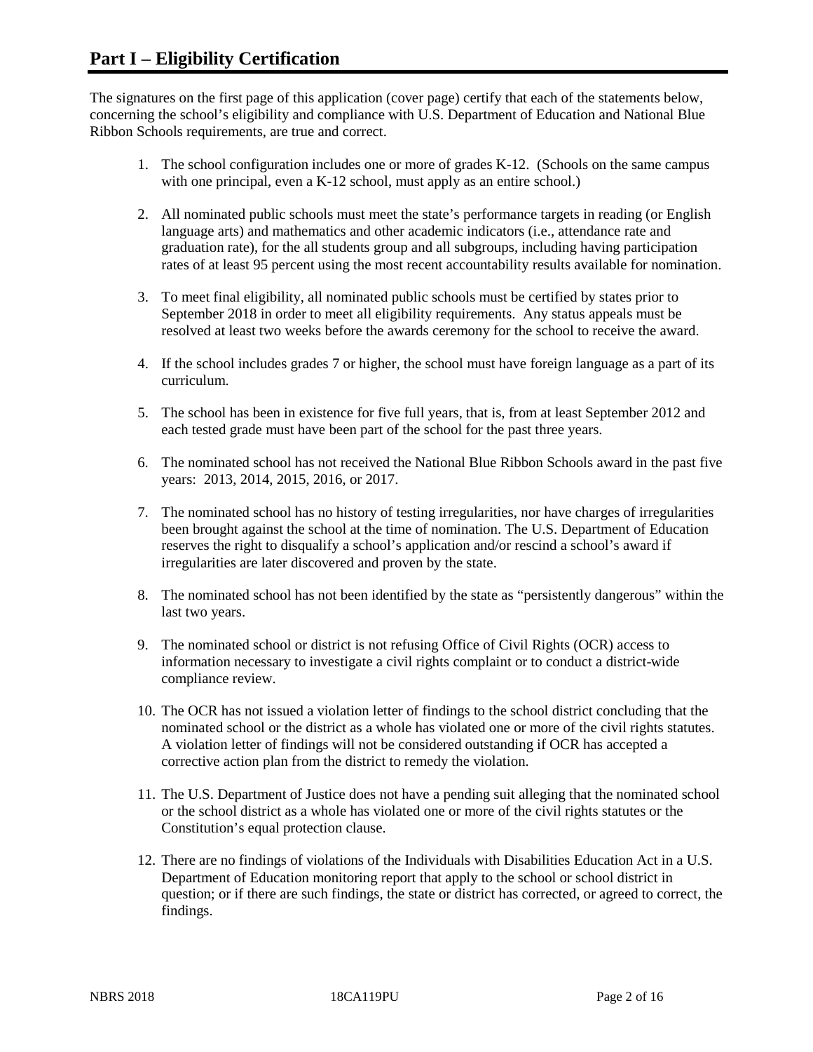# Part I – Eligibility Certification

The signatures on the first page of this application (cover page) certify that each of the statements below, concerning the school's eligibility and compliance with U.S. Department of Education and National Blue Ribbon Schools requirements, are true and correct.

1. The school configuration includes one or more of grades K-12. (Schools on the same campus with one principal, even a K-12 school, must apply as an entire school.)
2. All nominated public schools must meet the state's performance targets in reading (or English language arts) and mathematics and other academic indicators (i.e., attendance rate and graduation rate), for the all students group and all subgroups, including having participation rates of at least 95 percent using the most recent accountability results available for nomination.
3. To meet final eligibility, all nominated public schools must be certified by states prior to September 2018 in order to meet all eligibility requirements. Any status appeals must be resolved at least two weeks before the awards ceremony for the school to receive the award.
4. If the school includes grades 7 or higher, the school must have foreign language as a part of its curriculum.
5. The school has been in existence for five full years, that is, from at least September 2012 and each tested grade must have been part of the school for the past three years.
6. The nominated school has not received the National Blue Ribbon Schools award in the past five years: 2013, 2014, 2015, 2016, or 2017.
7. The nominated school has no history of testing irregularities, nor have charges of irregularities been brought against the school at the time of nomination. The U.S. Department of Education reserves the right to disqualify a school's application and/or rescind a school's award if irregularities are later discovered and proven by the state.
8. The nominated school has not been identified by the state as "persistently dangerous" within the last two years.
9. The nominated school or district is not refusing Office of Civil Rights (OCR) access to information necessary to investigate a civil rights complaint or to conduct a district-wide compliance review.
10. The OCR has not issued a violation letter of findings to the school district concluding that the nominated school or the district as a whole has violated one or more of the civil rights statutes. A violation letter of findings will not be considered outstanding if OCR has accepted a corrective action plan from the district to remedy the violation.
11. The U.S. Department of Justice does not have a pending suit alleging that the nominated school or the school district as a whole has violated one or more of the civil rights statutes or the Constitution's equal protection clause.
12. There are no findings of violations of the Individuals with Disabilities Education Act in a U.S. Department of Education monitoring report that apply to the school or school district in question; or if there are such findings, the state or district has corrected, or agreed to correct, the findings.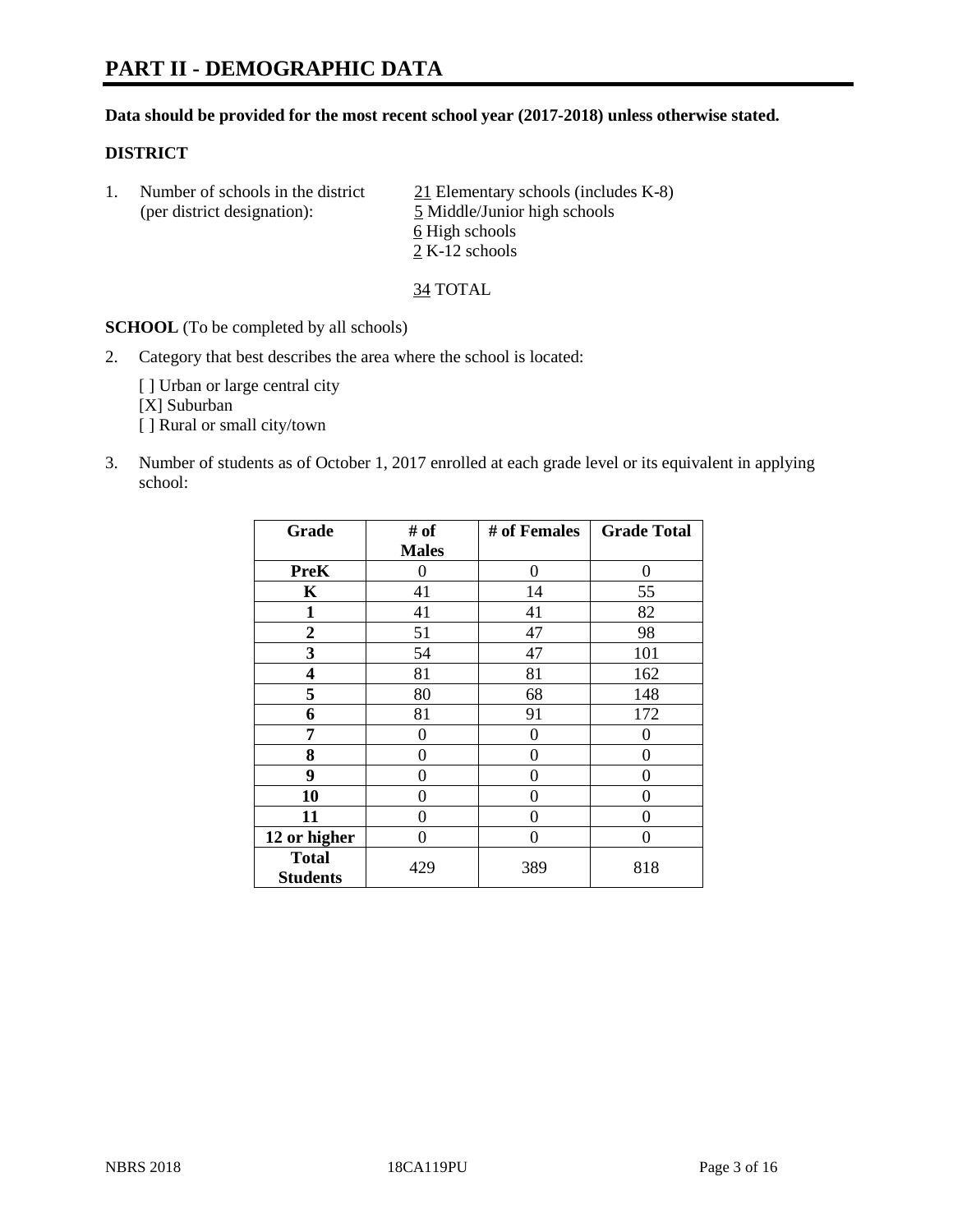# PART II - DEMOGRAPHIC DATA

**Data should be provided for the most recent school year (2017-2018) unless otherwise stated.**

## DISTRICT

1. Number of schools in the district (per district designation):
   21 Elementary schools (includes K-8)
   5 Middle/Junior high schools
   6 High schools
   2 K-12 schools

   34 TOTAL

**SCHOOL** (To be completed by all schools)

2. Category that best describes the area where the school is located:

   [ ] Urban or large central city
   [X] Suburban
   [ ] Rural or small city/town

3. Number of students as of October 1, 2017 enrolled at each grade level or its equivalent in applying school:

| Grade | # of Males | # of Females | Grade Total |
|---|---|---|---|
| PreK | 0 | 0 | 0 |
| K | 41 | 14 | 55 |
| 1 | 41 | 41 | 82 |
| 2 | 51 | 47 | 98 |
| 3 | 54 | 47 | 101 |
| 4 | 81 | 81 | 162 |
| 5 | 80 | 68 | 148 |
| 6 | 81 | 91 | 172 |
| 7 | 0 | 0 | 0 |
| 8 | 0 | 0 | 0 |
| 9 | 0 | 0 | 0 |
| 10 | 0 | 0 | 0 |
| 11 | 0 | 0 | 0 |
| 12 or higher | 0 | 0 | 0 |
| Total Students | 429 | 389 | 818 |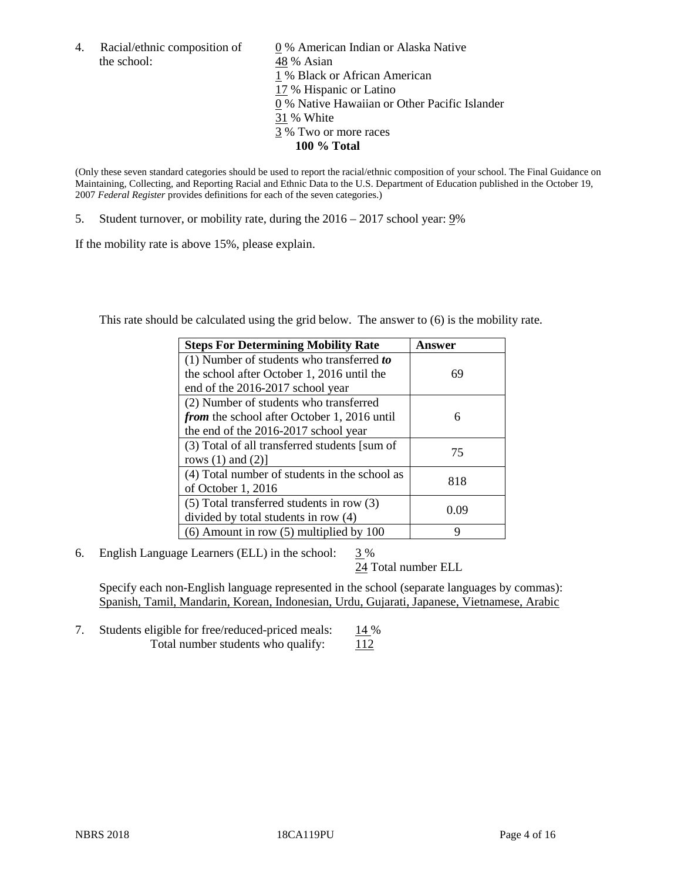4. Racial/ethnic composition of the school:

0 % American Indian or Alaska Native
48 % Asian
1 % Black or African American
17 % Hispanic or Latino
0 % Native Hawaiian or Other Pacific Islander
31 % White
3 % Two or more races
**100 % Total**

(Only these seven standard categories should be used to report the racial/ethnic composition of your school. The Final Guidance on Maintaining, Collecting, and Reporting Racial and Ethnic Data to the U.S. Department of Education published in the October 19, 2007 *Federal Register* provides definitions for each of the seven categories.)

5. Student turnover, or mobility rate, during the 2016 – 2017 school year: 9%

If the mobility rate is above 15%, please explain.

This rate should be calculated using the grid below. The answer to (6) is the mobility rate.

| Steps For Determining Mobility Rate | Answer |
| --- | --- |
| (1) Number of students who transferred ***to*** the school after October 1, 2016 until the end of the 2016-2017 school year | 69 |
| (2) Number of students who transferred ***from*** the school after October 1, 2016 until the end of the 2016-2017 school year | 6 |
| (3) Total of all transferred students [sum of rows (1) and (2)] | 75 |
| (4) Total number of students in the school as of October 1, 2016 | 818 |
| (5) Total transferred students in row (3) divided by total students in row (4) | 0.09 |
| (6) Amount in row (5) multiplied by 100 | 9 |

6. English Language Learners (ELL) in the school: 3 %
24 Total number ELL

Specify each non-English language represented in the school (separate languages by commas): Spanish, Tamil, Mandarin, Korean, Indonesian, Urdu, Gujarati, Japanese, Vietnamese, Arabic

7. Students eligible for free/reduced-priced meals: 14 %
Total number students who qualify: 112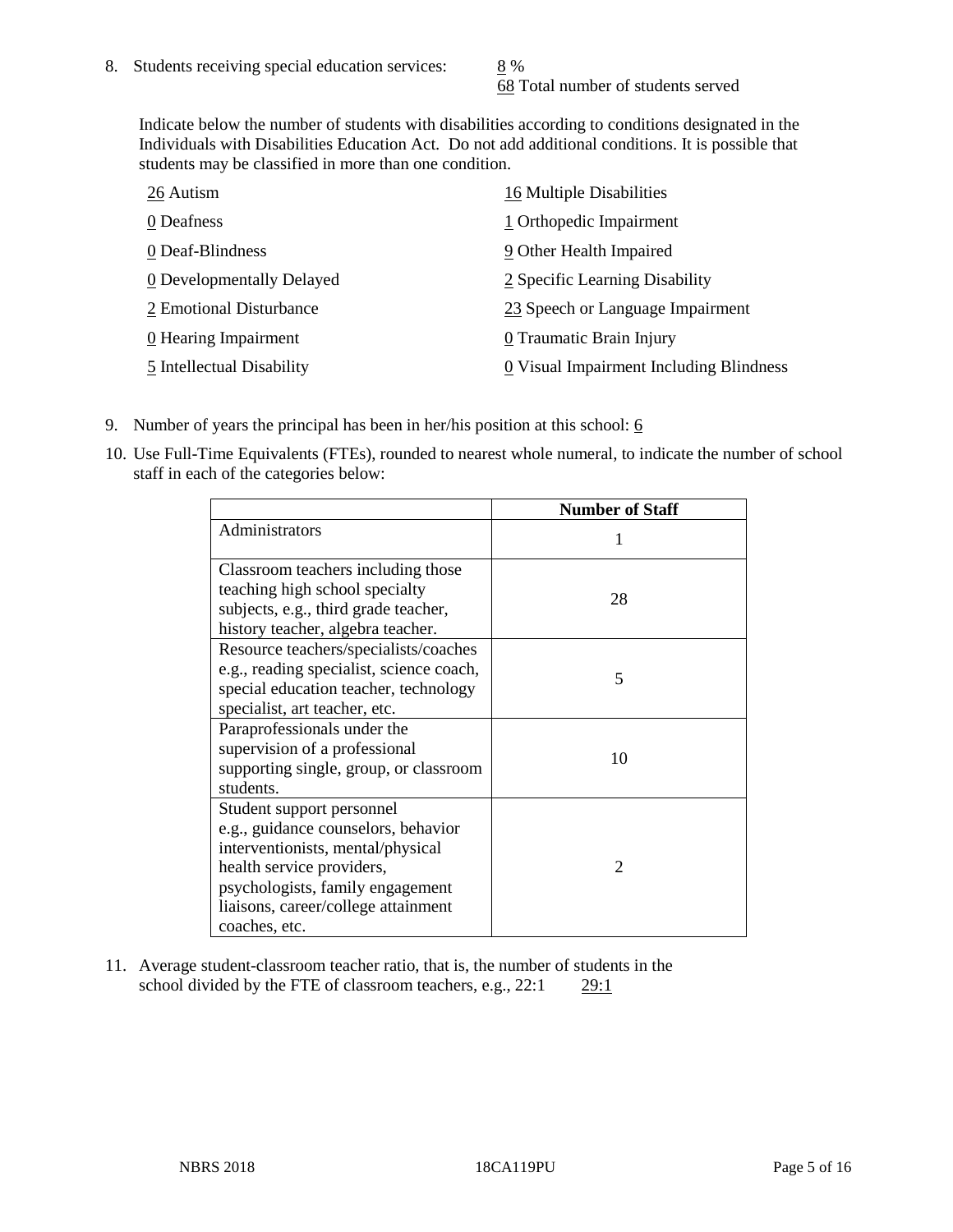8. Students receiving special education services: 8 %
   68 Total number of students served

   Indicate below the number of students with disabilities according to conditions designated in the Individuals with Disabilities Education Act. Do not add additional conditions. It is possible that students may be classified in more than one condition.

   26 Autism
   0 Deafness
   0 Deaf-Blindness
   0 Developmentally Delayed
   2 Emotional Disturbance
   0 Hearing Impairment
   5 Intellectual Disability
   16 Multiple Disabilities
   1 Orthopedic Impairment
   9 Other Health Impaired
   2 Specific Learning Disability
   23 Speech or Language Impairment
   0 Traumatic Brain Injury
   0 Visual Impairment Including Blindness

9. Number of years the principal has been in her/his position at this school: 6

10. Use Full-Time Equivalents (FTEs), rounded to nearest whole numeral, to indicate the number of school staff in each of the categories below:

| | Number of Staff |
|---|---|
| Administrators | 1 |
| Classroom teachers including those teaching high school specialty subjects, e.g., third grade teacher, history teacher, algebra teacher. | 28 |
| Resource teachers/specialists/coaches e.g., reading specialist, science coach, special education teacher, technology specialist, art teacher, etc. | 5 |
| Paraprofessionals under the supervision of a professional supporting single, group, or classroom students. | 10 |
| Student support personnel e.g., guidance counselors, behavior interventionists, mental/physical health service providers, psychologists, family engagement liaisons, career/college attainment coaches, etc. | 2 |

11. Average student-classroom teacher ratio, that is, the number of students in the school divided by the FTE of classroom teachers, e.g., 22:1 29:1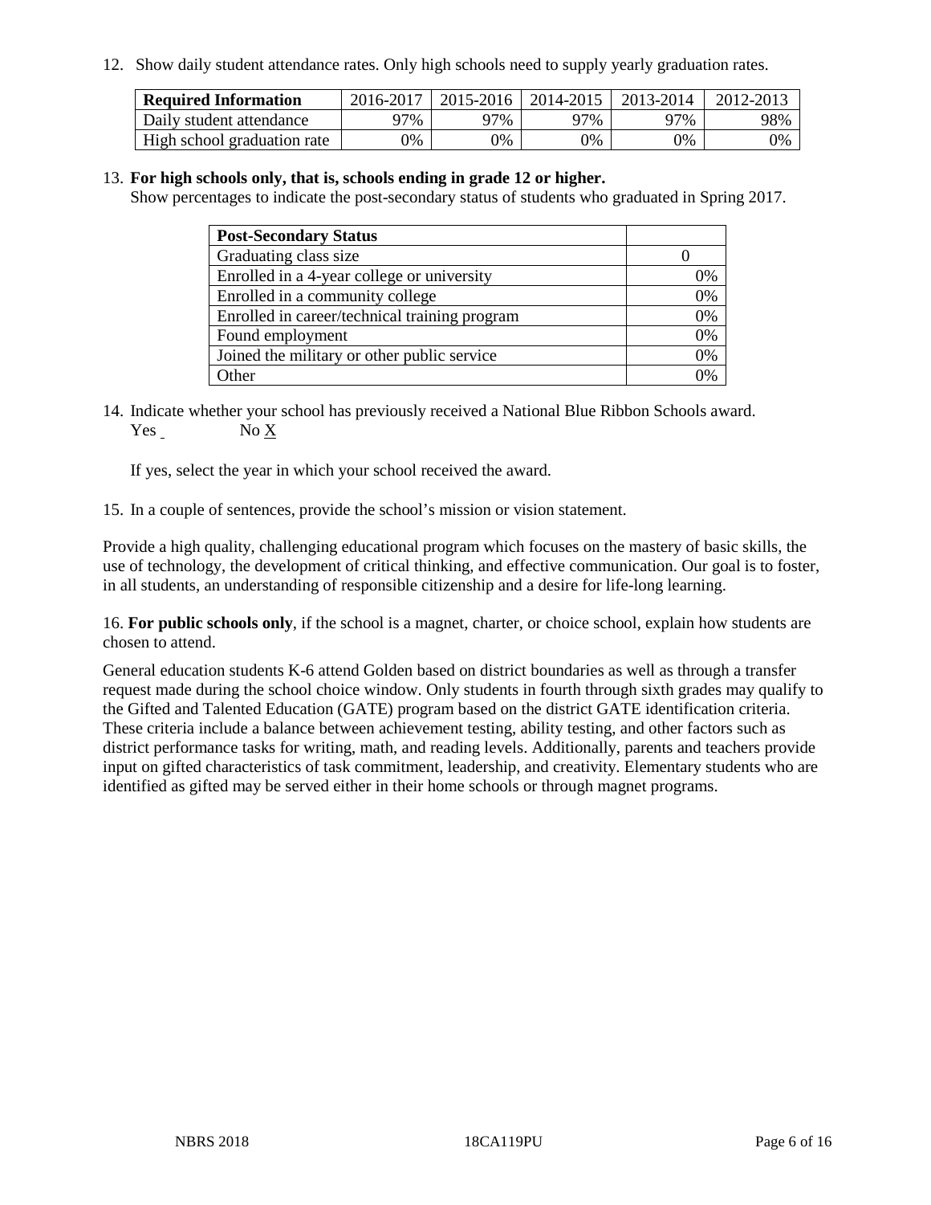12. Show daily student attendance rates. Only high schools need to supply yearly graduation rates.

| Required Information | 2016-2017 | 2015-2016 | 2014-2015 | 2013-2014 | 2012-2013 |
|---|---|---|---|---|---|
| Daily student attendance | 97% | 97% | 97% | 97% | 98% |
| High school graduation rate | 0% | 0% | 0% | 0% | 0% |

13. **For high schools only, that is, schools ending in grade 12 or higher.**
Show percentages to indicate the post-secondary status of students who graduated in Spring 2017.

| Post-Secondary Status | |
|---|---|
| Graduating class size | 0 |
| Enrolled in a 4-year college or university | 0% |
| Enrolled in a community college | 0% |
| Enrolled in career/technical training program | 0% |
| Found employment | 0% |
| Joined the military or other public service | 0% |
| Other | 0% |

14. Indicate whether your school has previously received a National Blue Ribbon Schools award.
Yes ___ No X

If yes, select the year in which your school received the award.

15. In a couple of sentences, provide the school's mission or vision statement.

Provide a high quality, challenging educational program which focuses on the mastery of basic skills, the use of technology, the development of critical thinking, and effective communication. Our goal is to foster, in all students, an understanding of responsible citizenship and a desire for life-long learning.

16. **For public schools only**, if the school is a magnet, charter, or choice school, explain how students are chosen to attend.

General education students K-6 attend Golden based on district boundaries as well as through a transfer request made during the school choice window. Only students in fourth through sixth grades may qualify to the Gifted and Talented Education (GATE) program based on the district GATE identification criteria. These criteria include a balance between achievement testing, ability testing, and other factors such as district performance tasks for writing, math, and reading levels. Additionally, parents and teachers provide input on gifted characteristics of task commitment, leadership, and creativity. Elementary students who are identified as gifted may be served either in their home schools or through magnet programs.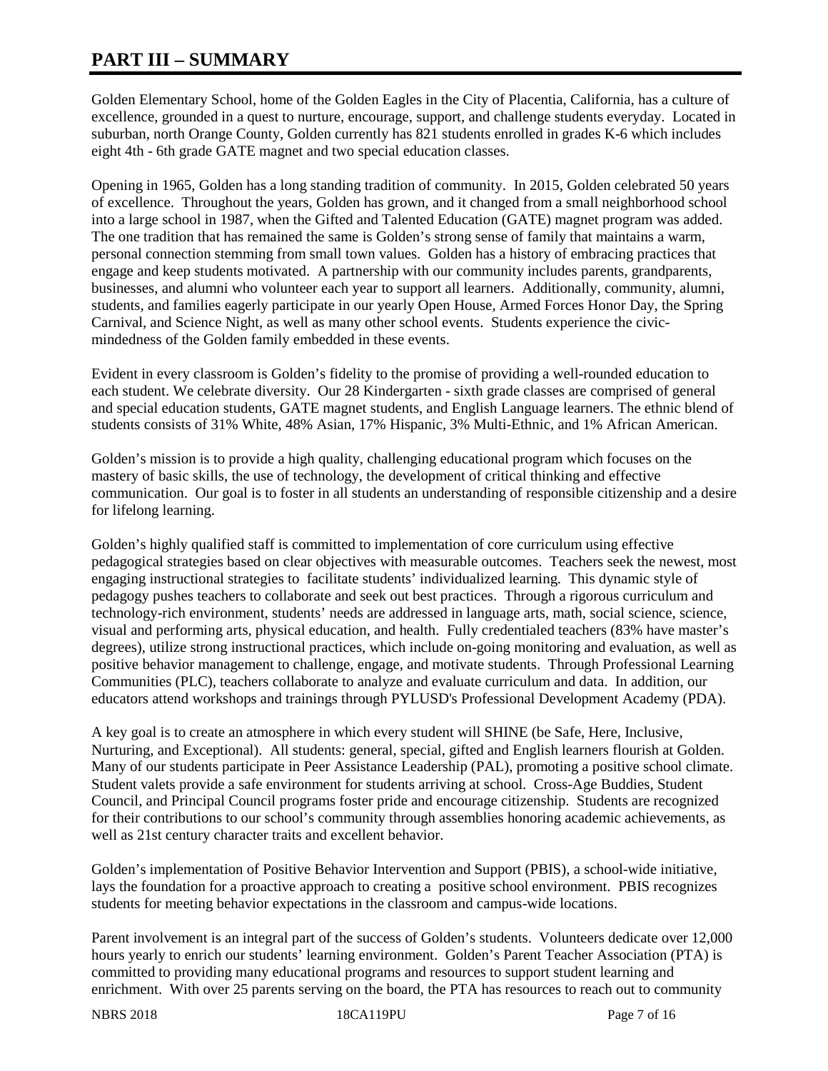# PART III – SUMMARY

Golden Elementary School, home of the Golden Eagles in the City of Placentia, California, has a culture of excellence, grounded in a quest to nurture, encourage, support, and challenge students everyday. Located in suburban, north Orange County, Golden currently has 821 students enrolled in grades K-6 which includes eight 4th - 6th grade GATE magnet and two special education classes.

Opening in 1965, Golden has a long standing tradition of community. In 2015, Golden celebrated 50 years of excellence. Throughout the years, Golden has grown, and it changed from a small neighborhood school into a large school in 1987, when the Gifted and Talented Education (GATE) magnet program was added. The one tradition that has remained the same is Golden's strong sense of family that maintains a warm, personal connection stemming from small town values. Golden has a history of embracing practices that engage and keep students motivated. A partnership with our community includes parents, grandparents, businesses, and alumni who volunteer each year to support all learners. Additionally, community, alumni, students, and families eagerly participate in our yearly Open House, Armed Forces Honor Day, the Spring Carnival, and Science Night, as well as many other school events. Students experience the civic-mindedness of the Golden family embedded in these events.

Evident in every classroom is Golden's fidelity to the promise of providing a well-rounded education to each student. We celebrate diversity. Our 28 Kindergarten - sixth grade classes are comprised of general and special education students, GATE magnet students, and English Language learners. The ethnic blend of students consists of 31% White, 48% Asian, 17% Hispanic, 3% Multi-Ethnic, and 1% African American.

Golden's mission is to provide a high quality, challenging educational program which focuses on the mastery of basic skills, the use of technology, the development of critical thinking and effective communication. Our goal is to foster in all students an understanding of responsible citizenship and a desire for lifelong learning.

Golden's highly qualified staff is committed to implementation of core curriculum using effective pedagogical strategies based on clear objectives with measurable outcomes. Teachers seek the newest, most engaging instructional strategies to facilitate students' individualized learning. This dynamic style of pedagogy pushes teachers to collaborate and seek out best practices. Through a rigorous curriculum and technology-rich environment, students' needs are addressed in language arts, math, social science, science, visual and performing arts, physical education, and health. Fully credentialed teachers (83% have master's degrees), utilize strong instructional practices, which include on-going monitoring and evaluation, as well as positive behavior management to challenge, engage, and motivate students. Through Professional Learning Communities (PLC), teachers collaborate to analyze and evaluate curriculum and data. In addition, our educators attend workshops and trainings through PYLUSD's Professional Development Academy (PDA).

A key goal is to create an atmosphere in which every student will SHINE (be Safe, Here, Inclusive, Nurturing, and Exceptional). All students: general, special, gifted and English learners flourish at Golden. Many of our students participate in Peer Assistance Leadership (PAL), promoting a positive school climate. Student valets provide a safe environment for students arriving at school. Cross-Age Buddies, Student Council, and Principal Council programs foster pride and encourage citizenship. Students are recognized for their contributions to our school's community through assemblies honoring academic achievements, as well as 21st century character traits and excellent behavior.

Golden's implementation of Positive Behavior Intervention and Support (PBIS), a school-wide initiative, lays the foundation for a proactive approach to creating a positive school environment. PBIS recognizes students for meeting behavior expectations in the classroom and campus-wide locations.

Parent involvement is an integral part of the success of Golden's students. Volunteers dedicate over 12,000 hours yearly to enrich our students' learning environment. Golden's Parent Teacher Association (PTA) is committed to providing many educational programs and resources to support student learning and enrichment. With over 25 parents serving on the board, the PTA has resources to reach out to community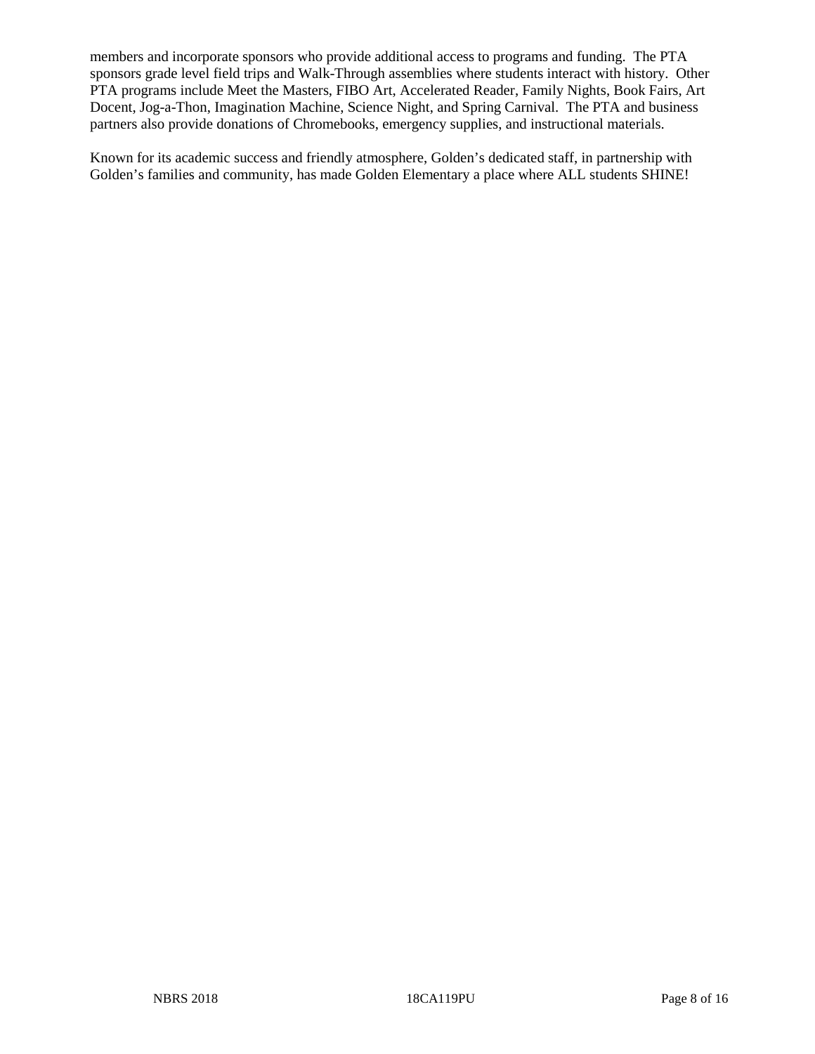members and incorporate sponsors who provide additional access to programs and funding. The PTA sponsors grade level field trips and Walk-Through assemblies where students interact with history. Other PTA programs include Meet the Masters, FIBO Art, Accelerated Reader, Family Nights, Book Fairs, Art Docent, Jog-a-Thon, Imagination Machine, Science Night, and Spring Carnival. The PTA and business partners also provide donations of Chromebooks, emergency supplies, and instructional materials.

Known for its academic success and friendly atmosphere, Golden's dedicated staff, in partnership with Golden's families and community, has made Golden Elementary a place where ALL students SHINE!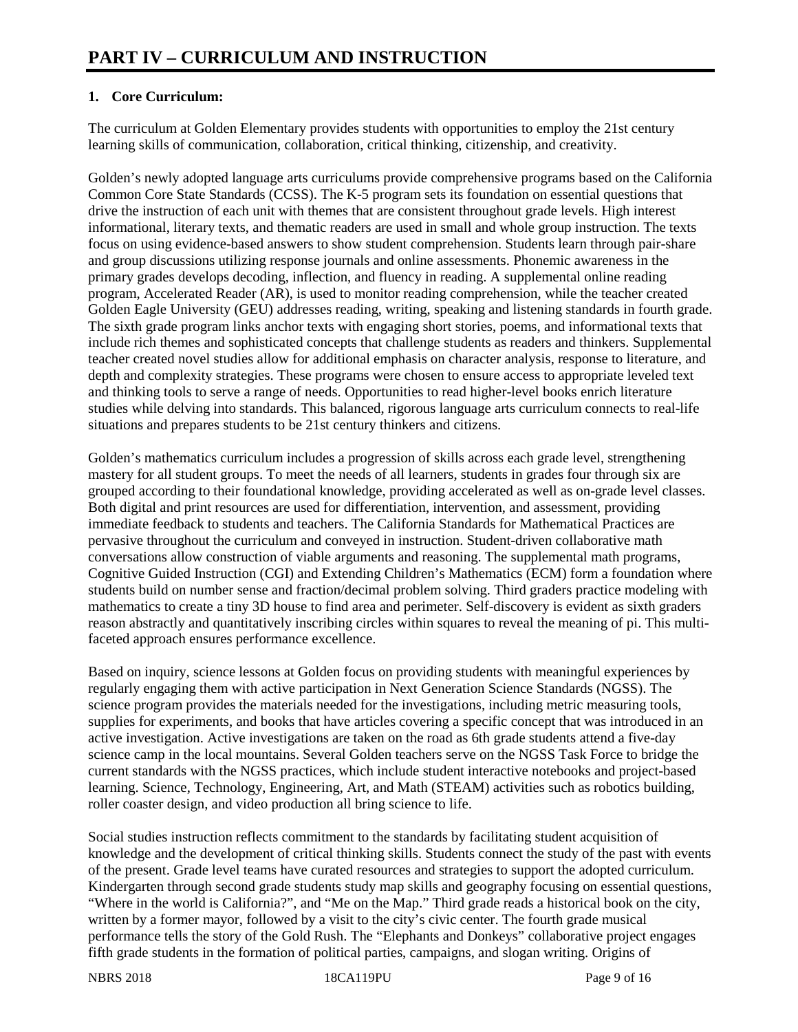# PART IV – CURRICULUM AND INSTRUCTION

**1. Core Curriculum:**

The curriculum at Golden Elementary provides students with opportunities to employ the 21st century learning skills of communication, collaboration, critical thinking, citizenship, and creativity.

Golden's newly adopted language arts curriculums provide comprehensive programs based on the California Common Core State Standards (CCSS). The K-5 program sets its foundation on essential questions that drive the instruction of each unit with themes that are consistent throughout grade levels. High interest informational, literary texts, and thematic readers are used in small and whole group instruction. The texts focus on using evidence-based answers to show student comprehension. Students learn through pair-share and group discussions utilizing response journals and online assessments. Phonemic awareness in the primary grades develops decoding, inflection, and fluency in reading. A supplemental online reading program, Accelerated Reader (AR), is used to monitor reading comprehension, while the teacher created Golden Eagle University (GEU) addresses reading, writing, speaking and listening standards in fourth grade. The sixth grade program links anchor texts with engaging short stories, poems, and informational texts that include rich themes and sophisticated concepts that challenge students as readers and thinkers. Supplemental teacher created novel studies allow for additional emphasis on character analysis, response to literature, and depth and complexity strategies. These programs were chosen to ensure access to appropriate leveled text and thinking tools to serve a range of needs. Opportunities to read higher-level books enrich literature studies while delving into standards. This balanced, rigorous language arts curriculum connects to real-life situations and prepares students to be 21st century thinkers and citizens.

Golden's mathematics curriculum includes a progression of skills across each grade level, strengthening mastery for all student groups. To meet the needs of all learners, students in grades four through six are grouped according to their foundational knowledge, providing accelerated as well as on-grade level classes. Both digital and print resources are used for differentiation, intervention, and assessment, providing immediate feedback to students and teachers. The California Standards for Mathematical Practices are pervasive throughout the curriculum and conveyed in instruction. Student-driven collaborative math conversations allow construction of viable arguments and reasoning. The supplemental math programs, Cognitive Guided Instruction (CGI) and Extending Children's Mathematics (ECM) form a foundation where students build on number sense and fraction/decimal problem solving. Third graders practice modeling with mathematics to create a tiny 3D house to find area and perimeter. Self-discovery is evident as sixth graders reason abstractly and quantitatively inscribing circles within squares to reveal the meaning of pi. This multi-faceted approach ensures performance excellence.

Based on inquiry, science lessons at Golden focus on providing students with meaningful experiences by regularly engaging them with active participation in Next Generation Science Standards (NGSS). The science program provides the materials needed for the investigations, including metric measuring tools, supplies for experiments, and books that have articles covering a specific concept that was introduced in an active investigation. Active investigations are taken on the road as 6th grade students attend a five-day science camp in the local mountains. Several Golden teachers serve on the NGSS Task Force to bridge the current standards with the NGSS practices, which include student interactive notebooks and project-based learning. Science, Technology, Engineering, Art, and Math (STEAM) activities such as robotics building, roller coaster design, and video production all bring science to life.

Social studies instruction reflects commitment to the standards by facilitating student acquisition of knowledge and the development of critical thinking skills. Students connect the study of the past with events of the present. Grade level teams have curated resources and strategies to support the adopted curriculum. Kindergarten through second grade students study map skills and geography focusing on essential questions, "Where in the world is California?", and "Me on the Map." Third grade reads a historical book on the city, written by a former mayor, followed by a visit to the city's civic center. The fourth grade musical performance tells the story of the Gold Rush. The "Elephants and Donkeys" collaborative project engages fifth grade students in the formation of political parties, campaigns, and slogan writing. Origins of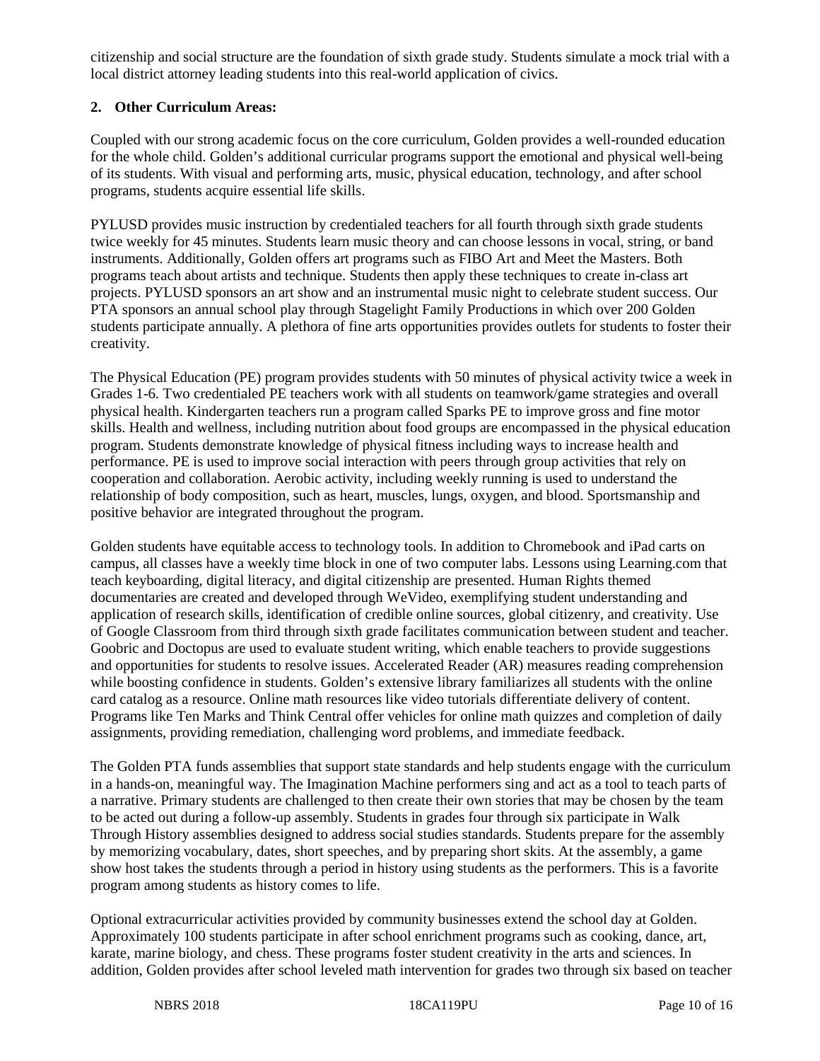citizenship and social structure are the foundation of sixth grade study. Students simulate a mock trial with a local district attorney leading students into this real-world application of civics.

**2. Other Curriculum Areas:**

Coupled with our strong academic focus on the core curriculum, Golden provides a well-rounded education for the whole child. Golden's additional curricular programs support the emotional and physical well-being of its students. With visual and performing arts, music, physical education, technology, and after school programs, students acquire essential life skills.

PYLUSD provides music instruction by credentialed teachers for all fourth through sixth grade students twice weekly for 45 minutes. Students learn music theory and can choose lessons in vocal, string, or band instruments. Additionally, Golden offers art programs such as FIBO Art and Meet the Masters. Both programs teach about artists and technique. Students then apply these techniques to create in-class art projects. PYLUSD sponsors an art show and an instrumental music night to celebrate student success. Our PTA sponsors an annual school play through Stagelight Family Productions in which over 200 Golden students participate annually. A plethora of fine arts opportunities provides outlets for students to foster their creativity.

The Physical Education (PE) program provides students with 50 minutes of physical activity twice a week in Grades 1-6. Two credentialed PE teachers work with all students on teamwork/game strategies and overall physical health. Kindergarten teachers run a program called Sparks PE to improve gross and fine motor skills. Health and wellness, including nutrition about food groups are encompassed in the physical education program. Students demonstrate knowledge of physical fitness including ways to increase health and performance. PE is used to improve social interaction with peers through group activities that rely on cooperation and collaboration. Aerobic activity, including weekly running is used to understand the relationship of body composition, such as heart, muscles, lungs, oxygen, and blood. Sportsmanship and positive behavior are integrated throughout the program.

Golden students have equitable access to technology tools. In addition to Chromebook and iPad carts on campus, all classes have a weekly time block in one of two computer labs. Lessons using Learning.com that teach keyboarding, digital literacy, and digital citizenship are presented. Human Rights themed documentaries are created and developed through WeVideo, exemplifying student understanding and application of research skills, identification of credible online sources, global citizenry, and creativity. Use of Google Classroom from third through sixth grade facilitates communication between student and teacher. Goobric and Doctopus are used to evaluate student writing, which enable teachers to provide suggestions and opportunities for students to resolve issues. Accelerated Reader (AR) measures reading comprehension while boosting confidence in students. Golden's extensive library familiarizes all students with the online card catalog as a resource. Online math resources like video tutorials differentiate delivery of content. Programs like Ten Marks and Think Central offer vehicles for online math quizzes and completion of daily assignments, providing remediation, challenging word problems, and immediate feedback.

The Golden PTA funds assemblies that support state standards and help students engage with the curriculum in a hands-on, meaningful way. The Imagination Machine performers sing and act as a tool to teach parts of a narrative. Primary students are challenged to then create their own stories that may be chosen by the team to be acted out during a follow-up assembly. Students in grades four through six participate in Walk Through History assemblies designed to address social studies standards. Students prepare for the assembly by memorizing vocabulary, dates, short speeches, and by preparing short skits. At the assembly, a game show host takes the students through a period in history using students as the performers. This is a favorite program among students as history comes to life.

Optional extracurricular activities provided by community businesses extend the school day at Golden. Approximately 100 students participate in after school enrichment programs such as cooking, dance, art, karate, marine biology, and chess. These programs foster student creativity in the arts and sciences. In addition, Golden provides after school leveled math intervention for grades two through six based on teacher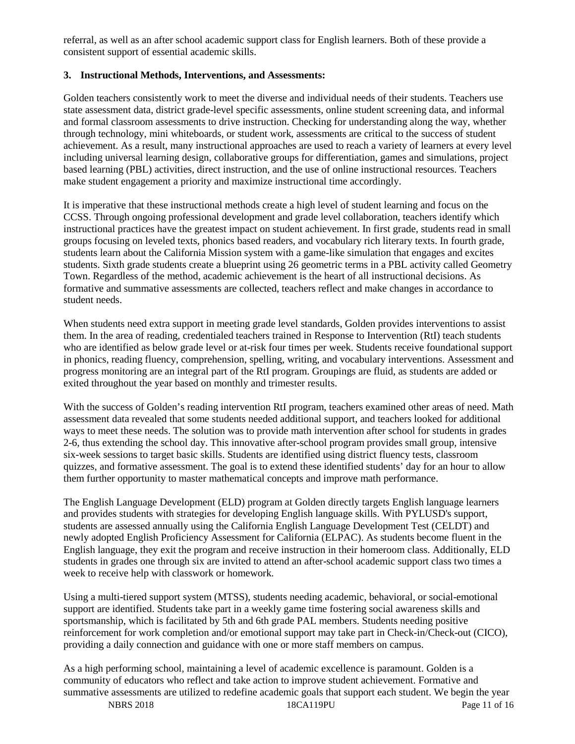referral, as well as an after school academic support class for English learners. Both of these provide a consistent support of essential academic skills.

**3. Instructional Methods, Interventions, and Assessments:**

Golden teachers consistently work to meet the diverse and individual needs of their students. Teachers use state assessment data, district grade-level specific assessments, online student screening data, and informal and formal classroom assessments to drive instruction. Checking for understanding along the way, whether through technology, mini whiteboards, or student work, assessments are critical to the success of student achievement. As a result, many instructional approaches are used to reach a variety of learners at every level including universal learning design, collaborative groups for differentiation, games and simulations, project based learning (PBL) activities, direct instruction, and the use of online instructional resources. Teachers make student engagement a priority and maximize instructional time accordingly.

It is imperative that these instructional methods create a high level of student learning and focus on the CCSS. Through ongoing professional development and grade level collaboration, teachers identify which instructional practices have the greatest impact on student achievement. In first grade, students read in small groups focusing on leveled texts, phonics based readers, and vocabulary rich literary texts. In fourth grade, students learn about the California Mission system with a game-like simulation that engages and excites students. Sixth grade students create a blueprint using 26 geometric terms in a PBL activity called Geometry Town. Regardless of the method, academic achievement is the heart of all instructional decisions. As formative and summative assessments are collected, teachers reflect and make changes in accordance to student needs.

When students need extra support in meeting grade level standards, Golden provides interventions to assist them. In the area of reading, credentialed teachers trained in Response to Intervention (RtI) teach students who are identified as below grade level or at-risk four times per week. Students receive foundational support in phonics, reading fluency, comprehension, spelling, writing, and vocabulary interventions. Assessment and progress monitoring are an integral part of the RtI program. Groupings are fluid, as students are added or exited throughout the year based on monthly and trimester results.

With the success of Golden's reading intervention RtI program, teachers examined other areas of need. Math assessment data revealed that some students needed additional support, and teachers looked for additional ways to meet these needs. The solution was to provide math intervention after school for students in grades 2-6, thus extending the school day. This innovative after-school program provides small group, intensive six-week sessions to target basic skills. Students are identified using district fluency tests, classroom quizzes, and formative assessment. The goal is to extend these identified students' day for an hour to allow them further opportunity to master mathematical concepts and improve math performance.

The English Language Development (ELD) program at Golden directly targets English language learners and provides students with strategies for developing English language skills. With PYLUSD's support, students are assessed annually using the California English Language Development Test (CELDT) and newly adopted English Proficiency Assessment for California (ELPAC). As students become fluent in the English language, they exit the program and receive instruction in their homeroom class. Additionally, ELD students in grades one through six are invited to attend an after-school academic support class two times a week to receive help with classwork or homework.

Using a multi-tiered support system (MTSS), students needing academic, behavioral, or social-emotional support are identified. Students take part in a weekly game time fostering social awareness skills and sportsmanship, which is facilitated by 5th and 6th grade PAL members. Students needing positive reinforcement for work completion and/or emotional support may take part in Check-in/Check-out (CICO), providing a daily connection and guidance with one or more staff members on campus.

As a high performing school, maintaining a level of academic excellence is paramount. Golden is a community of educators who reflect and take action to improve student achievement. Formative and summative assessments are utilized to redefine academic goals that support each student. We begin the year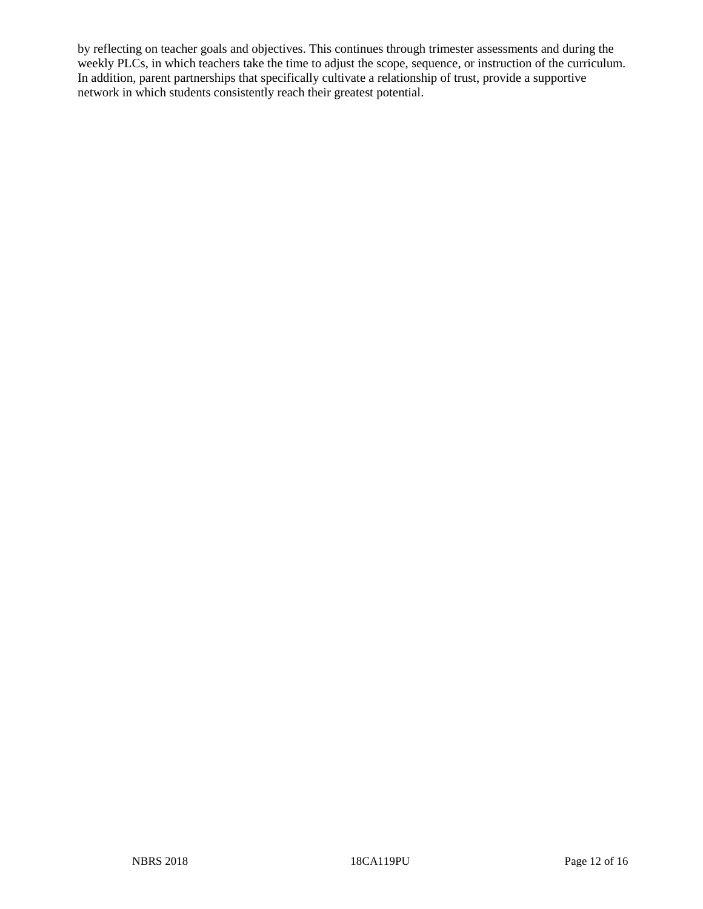by reflecting on teacher goals and objectives. This continues through trimester assessments and during the weekly PLCs, in which teachers take the time to adjust the scope, sequence, or instruction of the curriculum. In addition, parent partnerships that specifically cultivate a relationship of trust, provide a supportive network in which students consistently reach their greatest potential.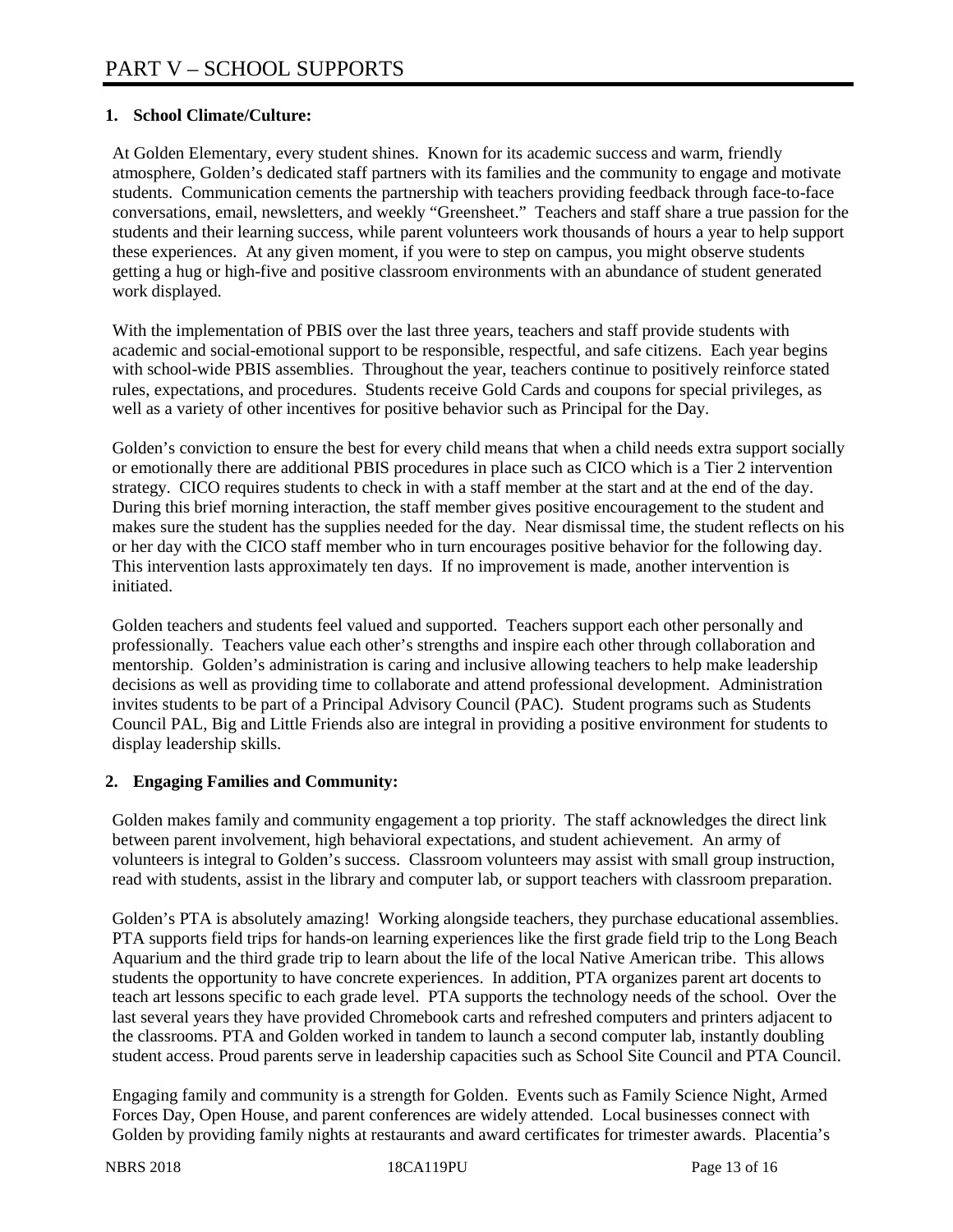# PART V – SCHOOL SUPPORTS

**1. School Climate/Culture:**

At Golden Elementary, every student shines. Known for its academic success and warm, friendly atmosphere, Golden's dedicated staff partners with its families and the community to engage and motivate students. Communication cements the partnership with teachers providing feedback through face-to-face conversations, email, newsletters, and weekly "Greensheet." Teachers and staff share a true passion for the students and their learning success, while parent volunteers work thousands of hours a year to help support these experiences. At any given moment, if you were to step on campus, you might observe students getting a hug or high-five and positive classroom environments with an abundance of student generated work displayed.

With the implementation of PBIS over the last three years, teachers and staff provide students with academic and social-emotional support to be responsible, respectful, and safe citizens. Each year begins with school-wide PBIS assemblies. Throughout the year, teachers continue to positively reinforce stated rules, expectations, and procedures. Students receive Gold Cards and coupons for special privileges, as well as a variety of other incentives for positive behavior such as Principal for the Day.

Golden's conviction to ensure the best for every child means that when a child needs extra support socially or emotionally there are additional PBIS procedures in place such as CICO which is a Tier 2 intervention strategy. CICO requires students to check in with a staff member at the start and at the end of the day. During this brief morning interaction, the staff member gives positive encouragement to the student and makes sure the student has the supplies needed for the day. Near dismissal time, the student reflects on his or her day with the CICO staff member who in turn encourages positive behavior for the following day. This intervention lasts approximately ten days. If no improvement is made, another intervention is initiated.

Golden teachers and students feel valued and supported. Teachers support each other personally and professionally. Teachers value each other's strengths and inspire each other through collaboration and mentorship. Golden's administration is caring and inclusive allowing teachers to help make leadership decisions as well as providing time to collaborate and attend professional development. Administration invites students to be part of a Principal Advisory Council (PAC). Student programs such as Students Council PAL, Big and Little Friends also are integral in providing a positive environment for students to display leadership skills.

**2. Engaging Families and Community:**

Golden makes family and community engagement a top priority. The staff acknowledges the direct link between parent involvement, high behavioral expectations, and student achievement. An army of volunteers is integral to Golden's success. Classroom volunteers may assist with small group instruction, read with students, assist in the library and computer lab, or support teachers with classroom preparation.

Golden's PTA is absolutely amazing! Working alongside teachers, they purchase educational assemblies. PTA supports field trips for hands-on learning experiences like the first grade field trip to the Long Beach Aquarium and the third grade trip to learn about the life of the local Native American tribe. This allows students the opportunity to have concrete experiences. In addition, PTA organizes parent art docents to teach art lessons specific to each grade level. PTA supports the technology needs of the school. Over the last several years they have provided Chromebook carts and refreshed computers and printers adjacent to the classrooms. PTA and Golden worked in tandem to launch a second computer lab, instantly doubling student access. Proud parents serve in leadership capacities such as School Site Council and PTA Council.

Engaging family and community is a strength for Golden. Events such as Family Science Night, Armed Forces Day, Open House, and parent conferences are widely attended. Local businesses connect with Golden by providing family nights at restaurants and award certificates for trimester awards. Placentia's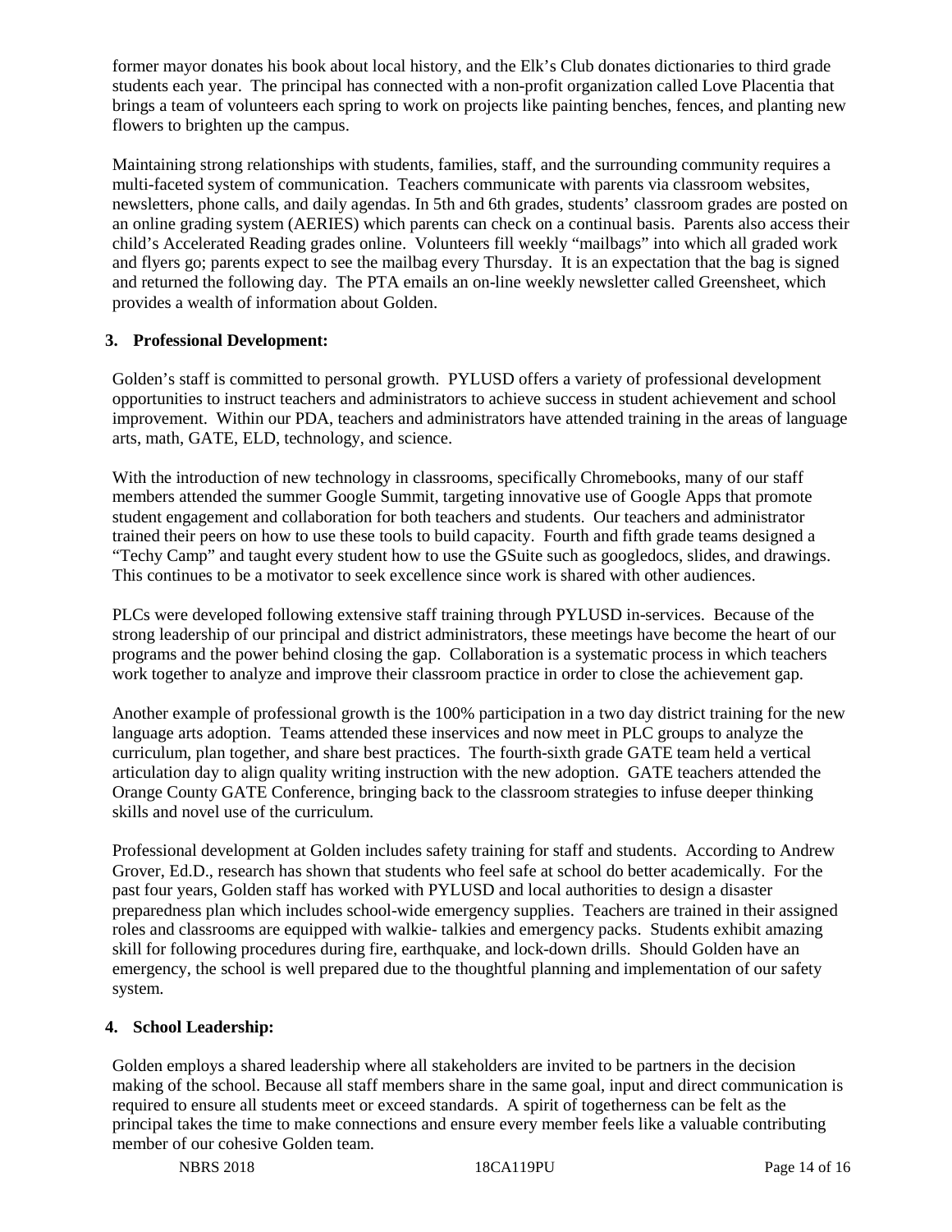former mayor donates his book about local history, and the Elk's Club donates dictionaries to third grade students each year. The principal has connected with a non-profit organization called Love Placentia that brings a team of volunteers each spring to work on projects like painting benches, fences, and planting new flowers to brighten up the campus.

Maintaining strong relationships with students, families, staff, and the surrounding community requires a multi-faceted system of communication. Teachers communicate with parents via classroom websites, newsletters, phone calls, and daily agendas. In 5th and 6th grades, students' classroom grades are posted on an online grading system (AERIES) which parents can check on a continual basis. Parents also access their child's Accelerated Reading grades online. Volunteers fill weekly "mailbags" into which all graded work and flyers go; parents expect to see the mailbag every Thursday. It is an expectation that the bag is signed and returned the following day. The PTA emails an on-line weekly newsletter called Greensheet, which provides a wealth of information about Golden.

**3. Professional Development:**

Golden's staff is committed to personal growth. PYLUSD offers a variety of professional development opportunities to instruct teachers and administrators to achieve success in student achievement and school improvement. Within our PDA, teachers and administrators have attended training in the areas of language arts, math, GATE, ELD, technology, and science.

With the introduction of new technology in classrooms, specifically Chromebooks, many of our staff members attended the summer Google Summit, targeting innovative use of Google Apps that promote student engagement and collaboration for both teachers and students. Our teachers and administrator trained their peers on how to use these tools to build capacity. Fourth and fifth grade teams designed a "Techy Camp" and taught every student how to use the GSuite such as googledocs, slides, and drawings. This continues to be a motivator to seek excellence since work is shared with other audiences.

PLCs were developed following extensive staff training through PYLUSD in-services. Because of the strong leadership of our principal and district administrators, these meetings have become the heart of our programs and the power behind closing the gap. Collaboration is a systematic process in which teachers work together to analyze and improve their classroom practice in order to close the achievement gap.

Another example of professional growth is the 100% participation in a two day district training for the new language arts adoption. Teams attended these inservices and now meet in PLC groups to analyze the curriculum, plan together, and share best practices. The fourth-sixth grade GATE team held a vertical articulation day to align quality writing instruction with the new adoption. GATE teachers attended the Orange County GATE Conference, bringing back to the classroom strategies to infuse deeper thinking skills and novel use of the curriculum.

Professional development at Golden includes safety training for staff and students. According to Andrew Grover, Ed.D., research has shown that students who feel safe at school do better academically. For the past four years, Golden staff has worked with PYLUSD and local authorities to design a disaster preparedness plan which includes school-wide emergency supplies. Teachers are trained in their assigned roles and classrooms are equipped with walkie- talkies and emergency packs. Students exhibit amazing skill for following procedures during fire, earthquake, and lock-down drills. Should Golden have an emergency, the school is well prepared due to the thoughtful planning and implementation of our safety system.

**4. School Leadership:**

Golden employs a shared leadership where all stakeholders are invited to be partners in the decision making of the school. Because all staff members share in the same goal, input and direct communication is required to ensure all students meet or exceed standards. A spirit of togetherness can be felt as the principal takes the time to make connections and ensure every member feels like a valuable contributing member of our cohesive Golden team.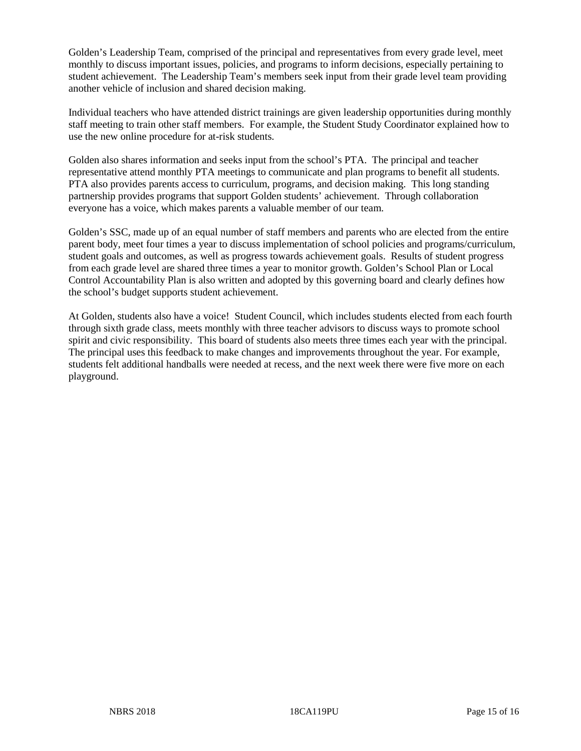Golden's Leadership Team, comprised of the principal and representatives from every grade level, meet monthly to discuss important issues, policies, and programs to inform decisions, especially pertaining to student achievement. The Leadership Team's members seek input from their grade level team providing another vehicle of inclusion and shared decision making.

Individual teachers who have attended district trainings are given leadership opportunities during monthly staff meeting to train other staff members. For example, the Student Study Coordinator explained how to use the new online procedure for at-risk students.

Golden also shares information and seeks input from the school's PTA. The principal and teacher representative attend monthly PTA meetings to communicate and plan programs to benefit all students. PTA also provides parents access to curriculum, programs, and decision making. This long standing partnership provides programs that support Golden students' achievement. Through collaboration everyone has a voice, which makes parents a valuable member of our team.

Golden's SSC, made up of an equal number of staff members and parents who are elected from the entire parent body, meet four times a year to discuss implementation of school policies and programs/curriculum, student goals and outcomes, as well as progress towards achievement goals. Results of student progress from each grade level are shared three times a year to monitor growth. Golden's School Plan or Local Control Accountability Plan is also written and adopted by this governing board and clearly defines how the school's budget supports student achievement.

At Golden, students also have a voice! Student Council, which includes students elected from each fourth through sixth grade class, meets monthly with three teacher advisors to discuss ways to promote school spirit and civic responsibility. This board of students also meets three times each year with the principal. The principal uses this feedback to make changes and improvements throughout the year. For example, students felt additional handballs were needed at recess, and the next week there were five more on each playground.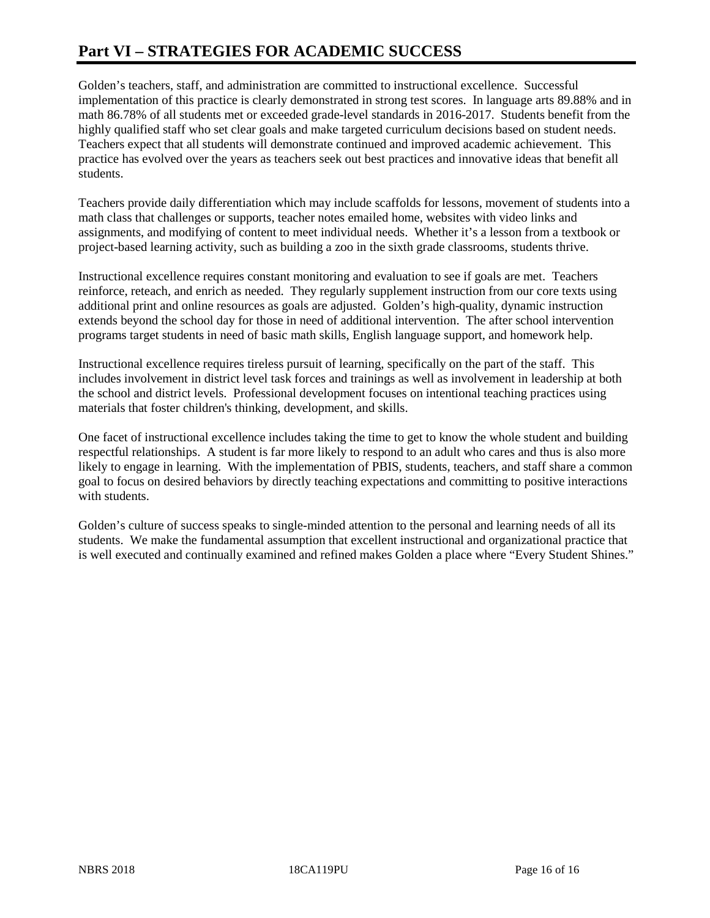# Part VI – STRATEGIES FOR ACADEMIC SUCCESS

Golden's teachers, staff, and administration are committed to instructional excellence. Successful implementation of this practice is clearly demonstrated in strong test scores. In language arts 89.88% and in math 86.78% of all students met or exceeded grade-level standards in 2016-2017. Students benefit from the highly qualified staff who set clear goals and make targeted curriculum decisions based on student needs. Teachers expect that all students will demonstrate continued and improved academic achievement. This practice has evolved over the years as teachers seek out best practices and innovative ideas that benefit all students.

Teachers provide daily differentiation which may include scaffolds for lessons, movement of students into a math class that challenges or supports, teacher notes emailed home, websites with video links and assignments, and modifying of content to meet individual needs. Whether it's a lesson from a textbook or project-based learning activity, such as building a zoo in the sixth grade classrooms, students thrive.

Instructional excellence requires constant monitoring and evaluation to see if goals are met. Teachers reinforce, reteach, and enrich as needed. They regularly supplement instruction from our core texts using additional print and online resources as goals are adjusted. Golden's high-quality, dynamic instruction extends beyond the school day for those in need of additional intervention. The after school intervention programs target students in need of basic math skills, English language support, and homework help.

Instructional excellence requires tireless pursuit of learning, specifically on the part of the staff. This includes involvement in district level task forces and trainings as well as involvement in leadership at both the school and district levels. Professional development focuses on intentional teaching practices using materials that foster children's thinking, development, and skills.

One facet of instructional excellence includes taking the time to get to know the whole student and building respectful relationships. A student is far more likely to respond to an adult who cares and thus is also more likely to engage in learning. With the implementation of PBIS, students, teachers, and staff share a common goal to focus on desired behaviors by directly teaching expectations and committing to positive interactions with students.

Golden's culture of success speaks to single-minded attention to the personal and learning needs of all its students. We make the fundamental assumption that excellent instructional and organizational practice that is well executed and continually examined and refined makes Golden a place where "Every Student Shines."